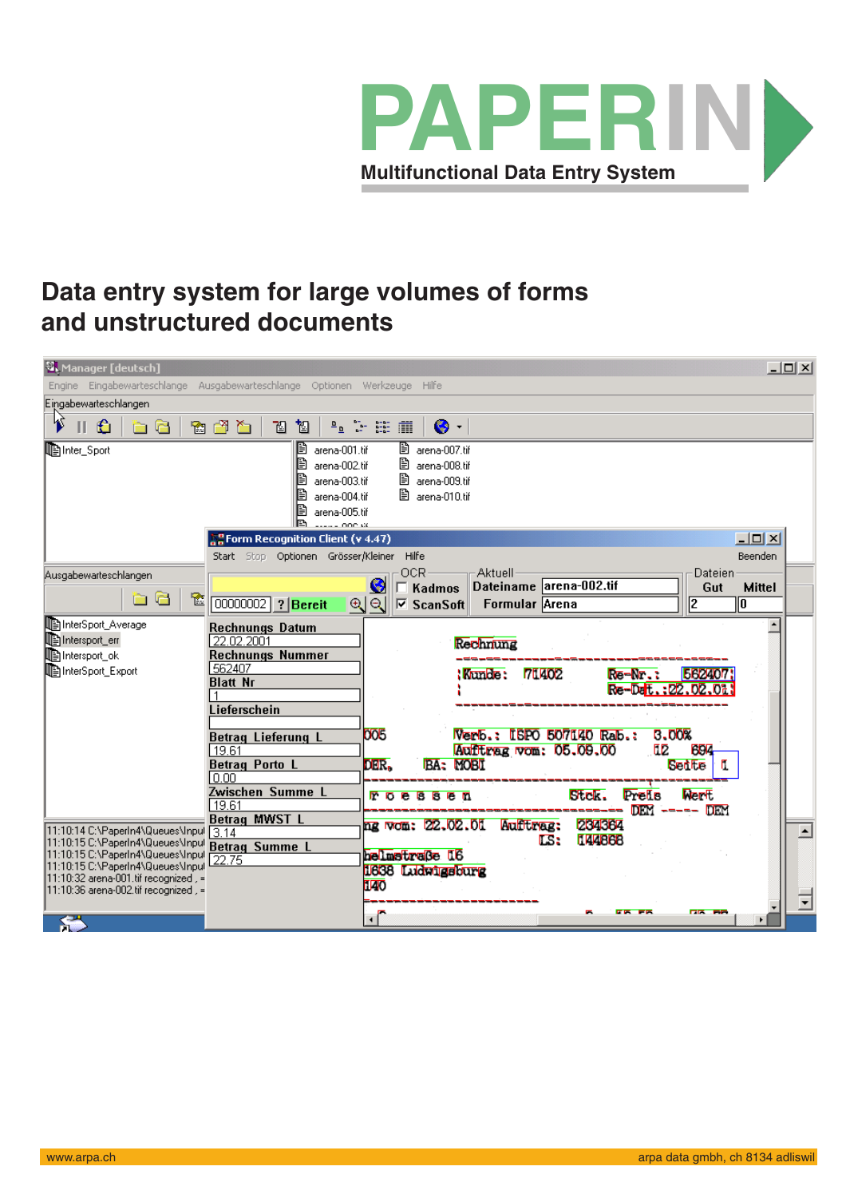# PAPERIN

Multifunctional Data Entry System

## Data entry system for large volumes of forms and unstructured documents

Manager [deutsch]

Engine Eingabewarteschlange Ausgabewarteschlange Optionen Werkzeuge Hilfe

Eingabewarteschlangen

Inter_Sport

arena-001.tif arena-002.tif arena-003.tif arena-004.tif arena-005.tif arena-007.tif arena-008.tif arena-009.tif arena-010.tif

Ausgabewarteschlangen

InterSport_Average
Intersport_err
Intersport_ok
InterSport_Export

11:10:14 C:\PaperIn4\Queues\Input
11:10:15 C:\PaperIn4\Queues\Input
11:10:15 C:\PaperIn4\Queues\Input
11:10:15 C:\PaperIn4\Queues\Input
11:10:32 arena-001.tif recognized
11:10:36 arena-002.tif recognized

Form Recognition Client (v 4.47)

Start Stop Optionen Grösser/Kleiner Hilfe Beenden

00000002 ? Bereit

OCR: Kadmos, ScanSoft

Aktuell: Dateiname arena-002.tif, Formular Arena

Dateien: Gut 2, Mittel 0

Rechnungs Datum: 22.02.2001
Rechnungs Nummer: 562407
Blatt Nr: 1
Lieferschein:
Betrag Lieferung L: 19.61
Betrag Porto L: 0.00
Zwischen Summe L: 19.61
Betrag MWST L: 3.14
Betrag Summe L: 22.75

www.arpa.ch arpa data gmbh, ch 8134 adliswil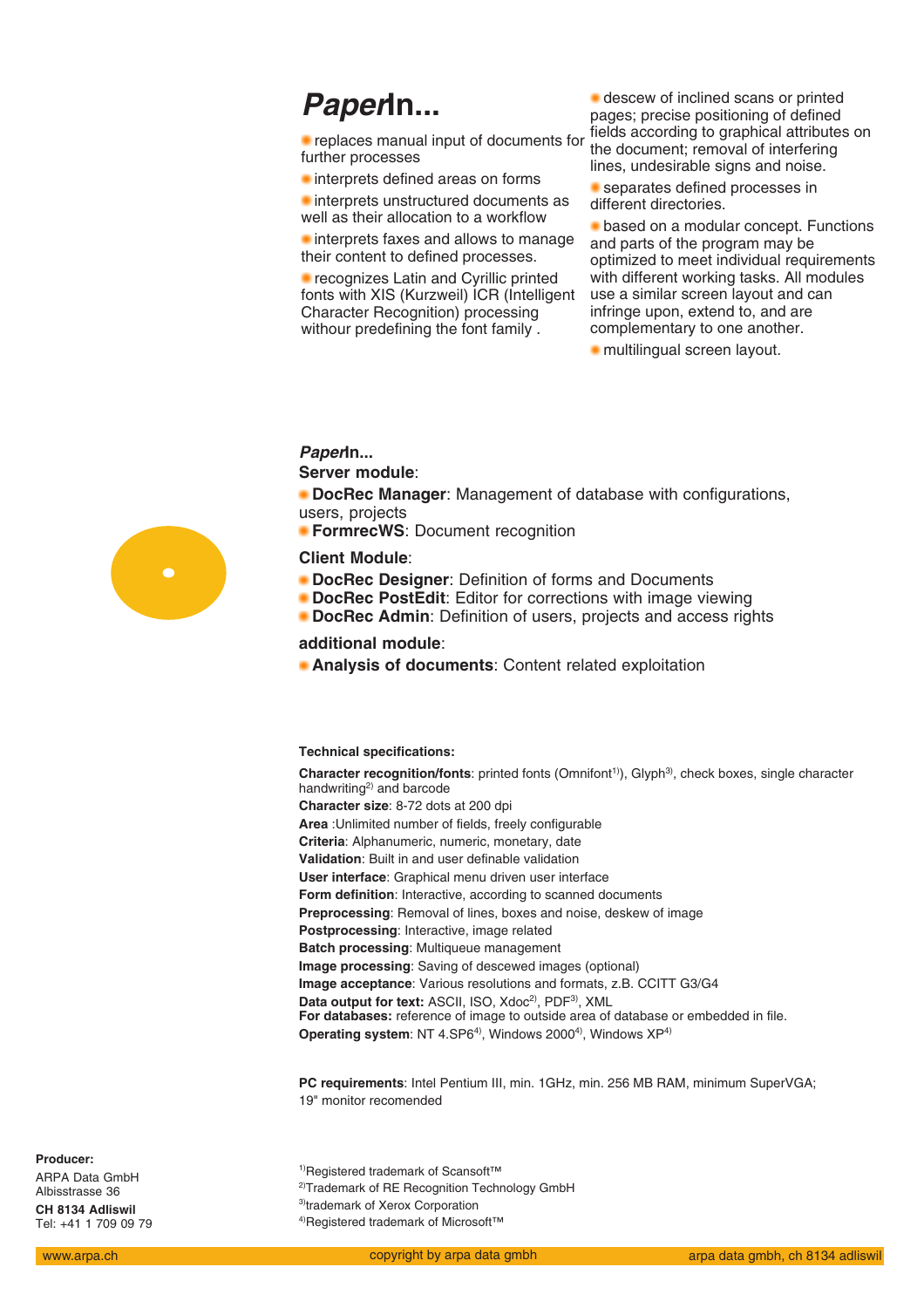# *Paper*In...

- replaces manual input of documents for further processes
- interprets defined areas on forms
- interprets unstructured documents as well as their allocation to a workflow
- interprets faxes and allows to manage their content to defined processes.
- recognizes Latin and Cyrillic printed fonts with XIS (Kurzweil) ICR (Intelligent Character Recognition) processing withour predefining the font family .
- descew of inclined scans or printed pages; precise positioning of defined fields according to graphical attributes on the document; removal of interfering lines, undesirable signs and noise.
- separates defined processes in different directories.
- based on a modular concept. Functions and parts of the program may be optimized to meet individual requirements with different working tasks. All modules use a similar screen layout and can infringe upon, extend to, and are complementary to one another.
- multilingual screen layout.

***Paper*In...**

**Server module**:

- **DocRec Manager**: Management of database with configurations, users, projects
- **FormrecWS**: Document recognition

**Client Module**:

- **DocRec Designer**: Definition of forms and Documents
- **DocRec PostEdit**: Editor for corrections with image viewing
- **DocRec Admin**: Definition of users, projects and access rights

**additional module**:

- **Analysis of documents**: Content related exploitation

**Technical specifications:**

**Character recognition/fonts**: printed fonts (Omnifont[1]), Glyph[3], check boxes, single character handwriting[2] and barcode
**Character size**: 8-72 dots at 200 dpi
**Area** :Unlimited number of fields, freely configurable
**Criteria**: Alphanumeric, numeric, monetary, date
**Validation**: Built in and user definable validation
**User interface**: Graphical menu driven user interface
**Form definition**: Interactive, according to scanned documents
**Preprocessing**: Removal of lines, boxes and noise, deskew of image
**Postprocessing**: Interactive, image related
**Batch processing**: Multiqueue management
**Image processing**: Saving of descewed images (optional)
**Image acceptance**: Various resolutions and formats, z.B. CCITT G3/G4
**Data output for text:** ASCII, ISO, Xdoc[2], PDF[3], XML
**For databases:** reference of image to outside area of database or embedded in file.
**Operating system**: NT 4.SP6[4], Windows 2000[4], Windows XP[4]

**PC requirements**: Intel Pentium III, min. 1GHz, min. 256 MB RAM, minimum SuperVGA; 19" monitor recomended

[1]Registered trademark of Scansoft™
[2]Trademark of RE Recognition Technology GmbH
[3]trademark of Xerox Corporation
[4]Registered trademark of Microsoft™

**Producer:**
ARPA Data GmbH
Albisstrasse 36
**CH 8134 Adliswil**
Tel: +41 1 709 09 79

www.arpa.ch — copyright by arpa data gmbh — arpa data gmbh, ch 8134 adliswil